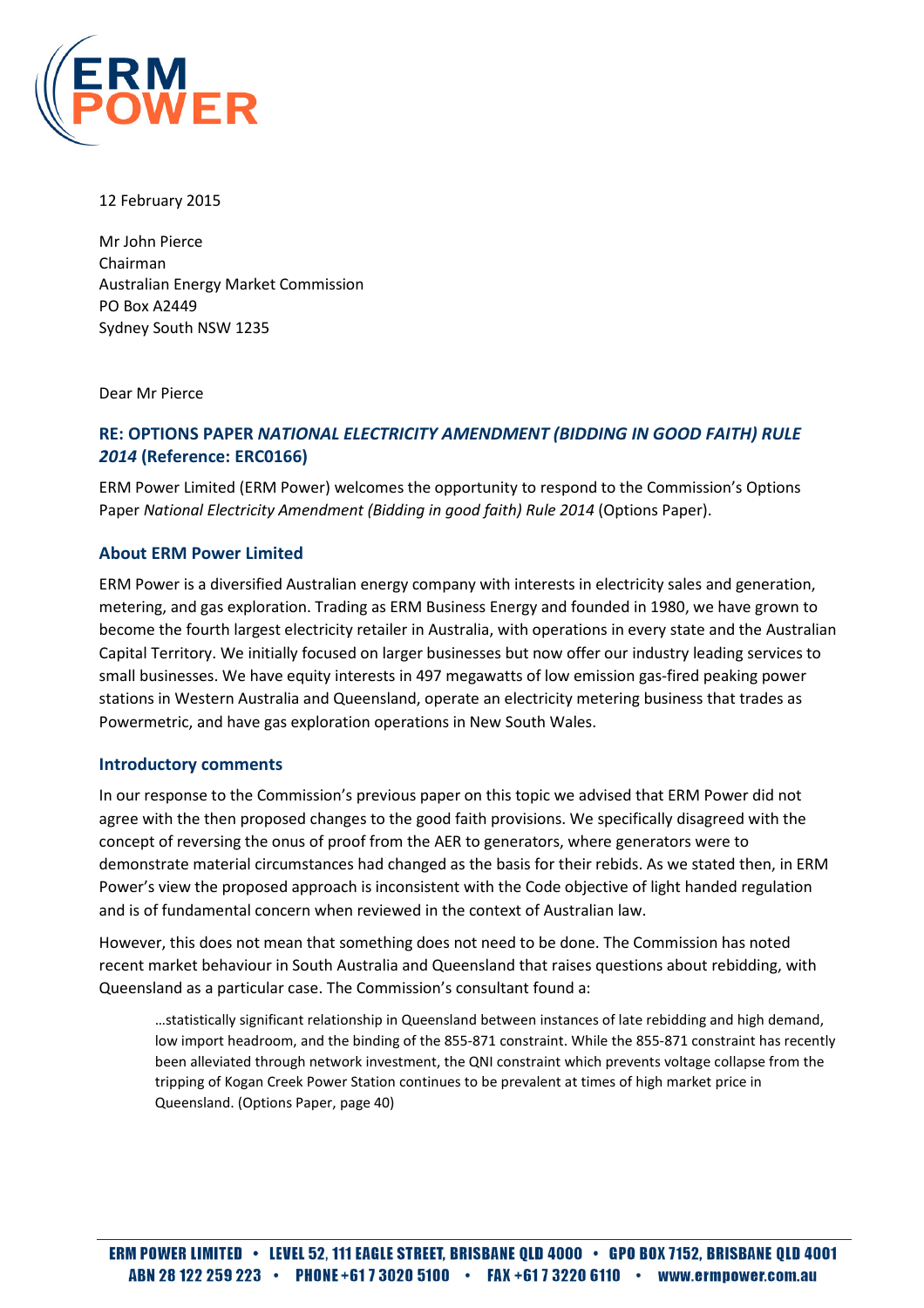12 February 2015

Mr John Pierce
Chairman
Australian Energy Market Commission
PO Box A2449
Sydney South NSW 1235

Dear Mr Pierce

## RE: OPTIONS PAPER *NATIONAL ELECTRICITY AMENDMENT (BIDDING IN GOOD FAITH) RULE 2014* (Reference: ERC0166)

ERM Power Limited (ERM Power) welcomes the opportunity to respond to the Commission's Options Paper *National Electricity Amendment (Bidding in good faith) Rule 2014* (Options Paper).

### About ERM Power Limited

ERM Power is a diversified Australian energy company with interests in electricity sales and generation, metering, and gas exploration. Trading as ERM Business Energy and founded in 1980, we have grown to become the fourth largest electricity retailer in Australia, with operations in every state and the Australian Capital Territory. We initially focused on larger businesses but now offer our industry leading services to small businesses. We have equity interests in 497 megawatts of low emission gas-fired peaking power stations in Western Australia and Queensland, operate an electricity metering business that trades as Powermetric, and have gas exploration operations in New South Wales.

### Introductory comments

In our response to the Commission's previous paper on this topic we advised that ERM Power did not agree with the then proposed changes to the good faith provisions. We specifically disagreed with the concept of reversing the onus of proof from the AER to generators, where generators were to demonstrate material circumstances had changed as the basis for their rebids. As we stated then, in ERM Power's view the proposed approach is inconsistent with the Code objective of light handed regulation and is of fundamental concern when reviewed in the context of Australian law.

However, this does not mean that something does not need to be done. The Commission has noted recent market behaviour in South Australia and Queensland that raises questions about rebidding, with Queensland as a particular case. The Commission's consultant found a:

> …statistically significant relationship in Queensland between instances of late rebidding and high demand, low import headroom, and the binding of the 855-871 constraint. While the 855-871 constraint has recently been alleviated through network investment, the QNI constraint which prevents voltage collapse from the tripping of Kogan Creek Power Station continues to be prevalent at times of high market price in Queensland. (Options Paper, page 40)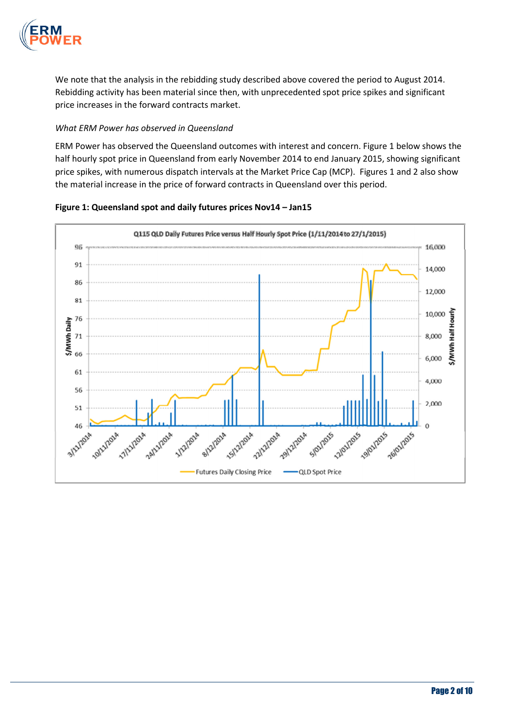We note that the analysis in the rebidding study described above covered the period to August 2014. Rebidding activity has been material since then, with unprecedented spot price spikes and significant price increases in the forward contracts market.

*What ERM Power has observed in Queensland*

ERM Power has observed the Queensland outcomes with interest and concern. Figure 1 below shows the half hourly spot price in Queensland from early November 2014 to end January 2015, showing significant price spikes, with numerous dispatch intervals at the Market Price Cap (MCP). Figures 1 and 2 also show the material increase in the price of forward contracts in Queensland over this period.

**Figure 1: Queensland spot and daily futures prices Nov14 – Jan15**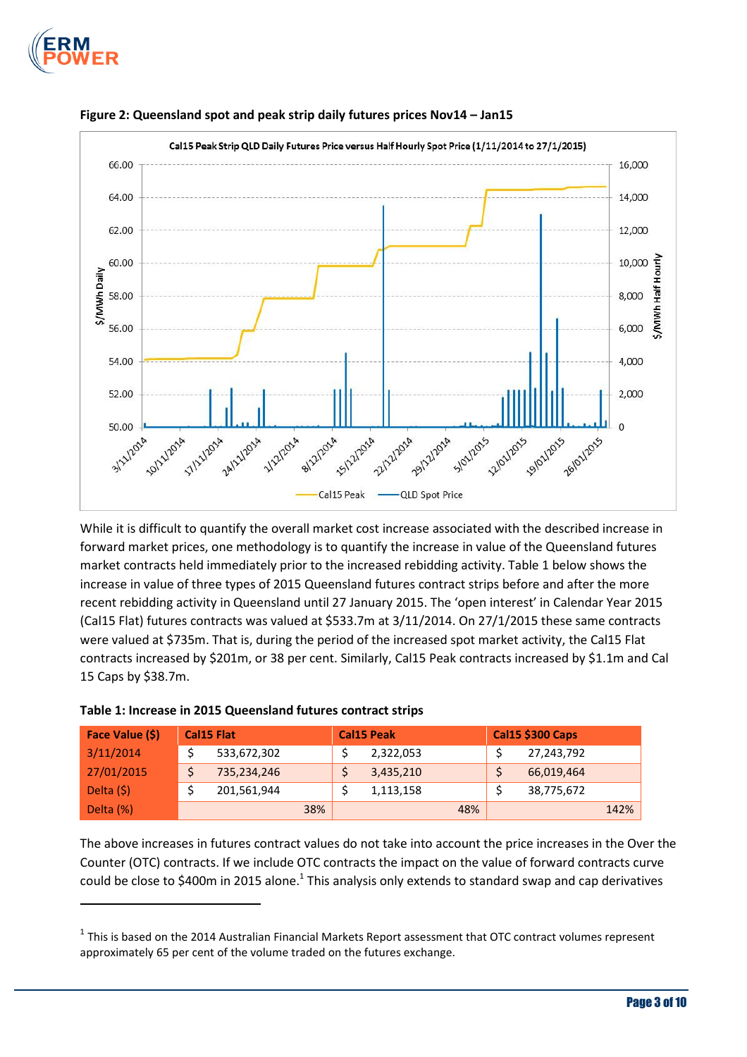**Figure 2: Queensland spot and peak strip daily futures prices Nov14 – Jan15**

While it is difficult to quantify the overall market cost increase associated with the described increase in forward market prices, one methodology is to quantify the increase in value of the Queensland futures market contracts held immediately prior to the increased rebidding activity. Table 1 below shows the increase in value of three types of 2015 Queensland futures contract strips before and after the more recent rebidding activity in Queensland until 27 January 2015. The 'open interest' in Calendar Year 2015 (Cal15 Flat) futures contracts was valued at $533.7m at 3/11/2014. On 27/1/2015 these same contracts were valued at $735m. That is, during the period of the increased spot market activity, the Cal15 Flat contracts increased by $201m, or 38 per cent. Similarly, Cal15 Peak contracts increased by $1.1m and Cal 15 Caps by $38.7m.

**Table 1: Increase in 2015 Queensland futures contract strips**

| Face Value ($) | Cal15 Flat | Cal15 Peak | Cal15 $300 Caps |
|---|---|---|---|
| 3/11/2014 | $ 533,672,302 | $ 2,322,053 | $ 27,243,792 |
| 27/01/2015 | $ 735,234,246 | $ 3,435,210 | $ 66,019,464 |
| Delta ($) | $ 201,561,944 | $ 1,113,158 | $ 38,775,672 |
| Delta (%) | 38% | 48% | 142% |

The above increases in futures contract values do not take into account the price increases in the Over the Counter (OTC) contracts. If we include OTC contracts the impact on the value of forward contracts curve could be close to $400m in 2015 alone.[1] This analysis only extends to standard swap and cap derivatives

[1] This is based on the 2014 Australian Financial Markets Report assessment that OTC contract volumes represent approximately 65 per cent of the volume traded on the futures exchange.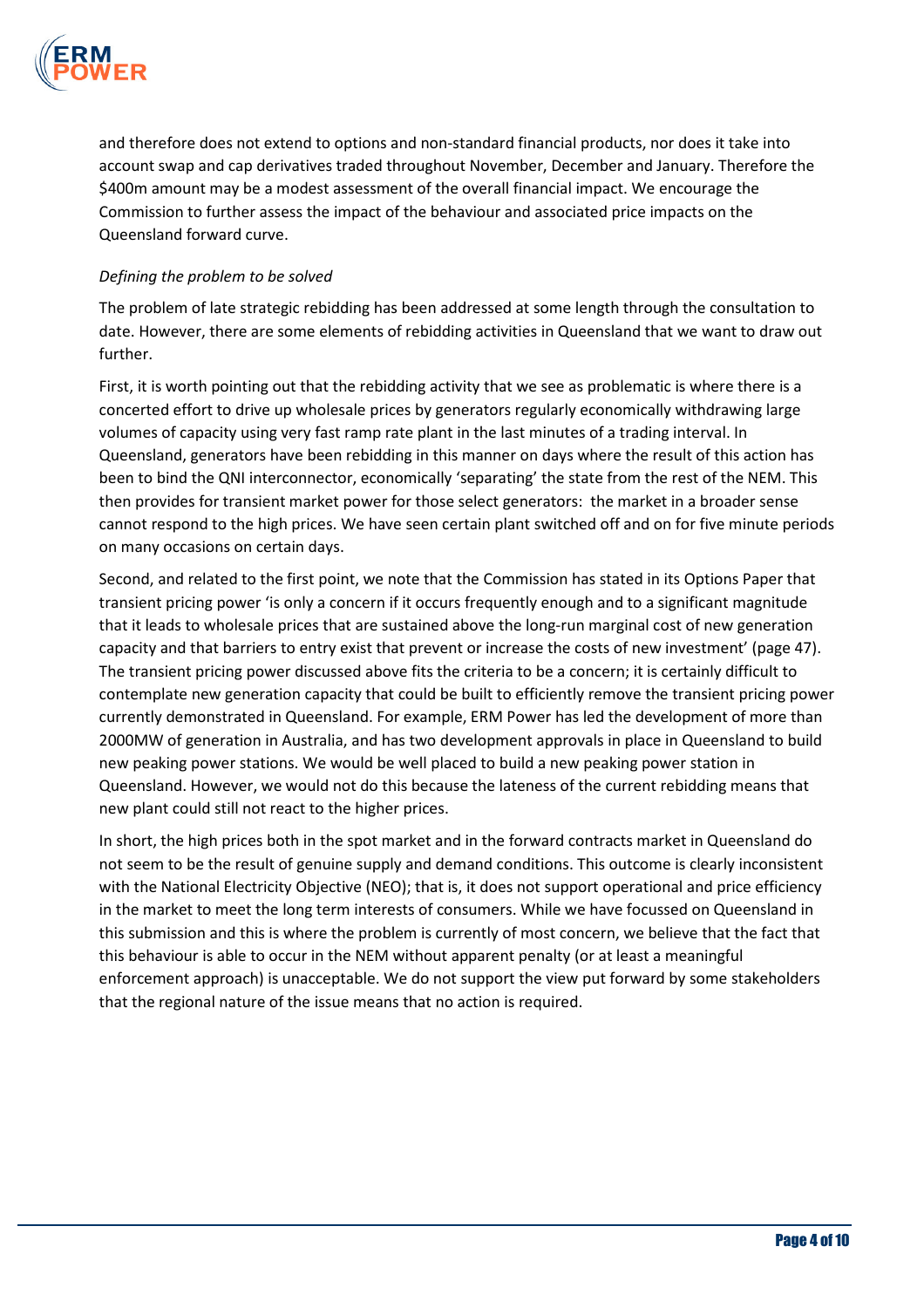and therefore does not extend to options and non-standard financial products, nor does it take into account swap and cap derivatives traded throughout November, December and January. Therefore the $400m amount may be a modest assessment of the overall financial impact. We encourage the Commission to further assess the impact of the behaviour and associated price impacts on the Queensland forward curve.

*Defining the problem to be solved*

The problem of late strategic rebidding has been addressed at some length through the consultation to date. However, there are some elements of rebidding activities in Queensland that we want to draw out further.

First, it is worth pointing out that the rebidding activity that we see as problematic is where there is a concerted effort to drive up wholesale prices by generators regularly economically withdrawing large volumes of capacity using very fast ramp rate plant in the last minutes of a trading interval. In Queensland, generators have been rebidding in this manner on days where the result of this action has been to bind the QNI interconnector, economically 'separating' the state from the rest of the NEM. This then provides for transient market power for those select generators: the market in a broader sense cannot respond to the high prices. We have seen certain plant switched off and on for five minute periods on many occasions on certain days.

Second, and related to the first point, we note that the Commission has stated in its Options Paper that transient pricing power 'is only a concern if it occurs frequently enough and to a significant magnitude that it leads to wholesale prices that are sustained above the long-run marginal cost of new generation capacity and that barriers to entry exist that prevent or increase the costs of new investment' (page 47). The transient pricing power discussed above fits the criteria to be a concern; it is certainly difficult to contemplate new generation capacity that could be built to efficiently remove the transient pricing power currently demonstrated in Queensland. For example, ERM Power has led the development of more than 2000MW of generation in Australia, and has two development approvals in place in Queensland to build new peaking power stations. We would be well placed to build a new peaking power station in Queensland. However, we would not do this because the lateness of the current rebidding means that new plant could still not react to the higher prices.

In short, the high prices both in the spot market and in the forward contracts market in Queensland do not seem to be the result of genuine supply and demand conditions. This outcome is clearly inconsistent with the National Electricity Objective (NEO); that is, it does not support operational and price efficiency in the market to meet the long term interests of consumers. While we have focussed on Queensland in this submission and this is where the problem is currently of most concern, we believe that the fact that this behaviour is able to occur in the NEM without apparent penalty (or at least a meaningful enforcement approach) is unacceptable. We do not support the view put forward by some stakeholders that the regional nature of the issue means that no action is required.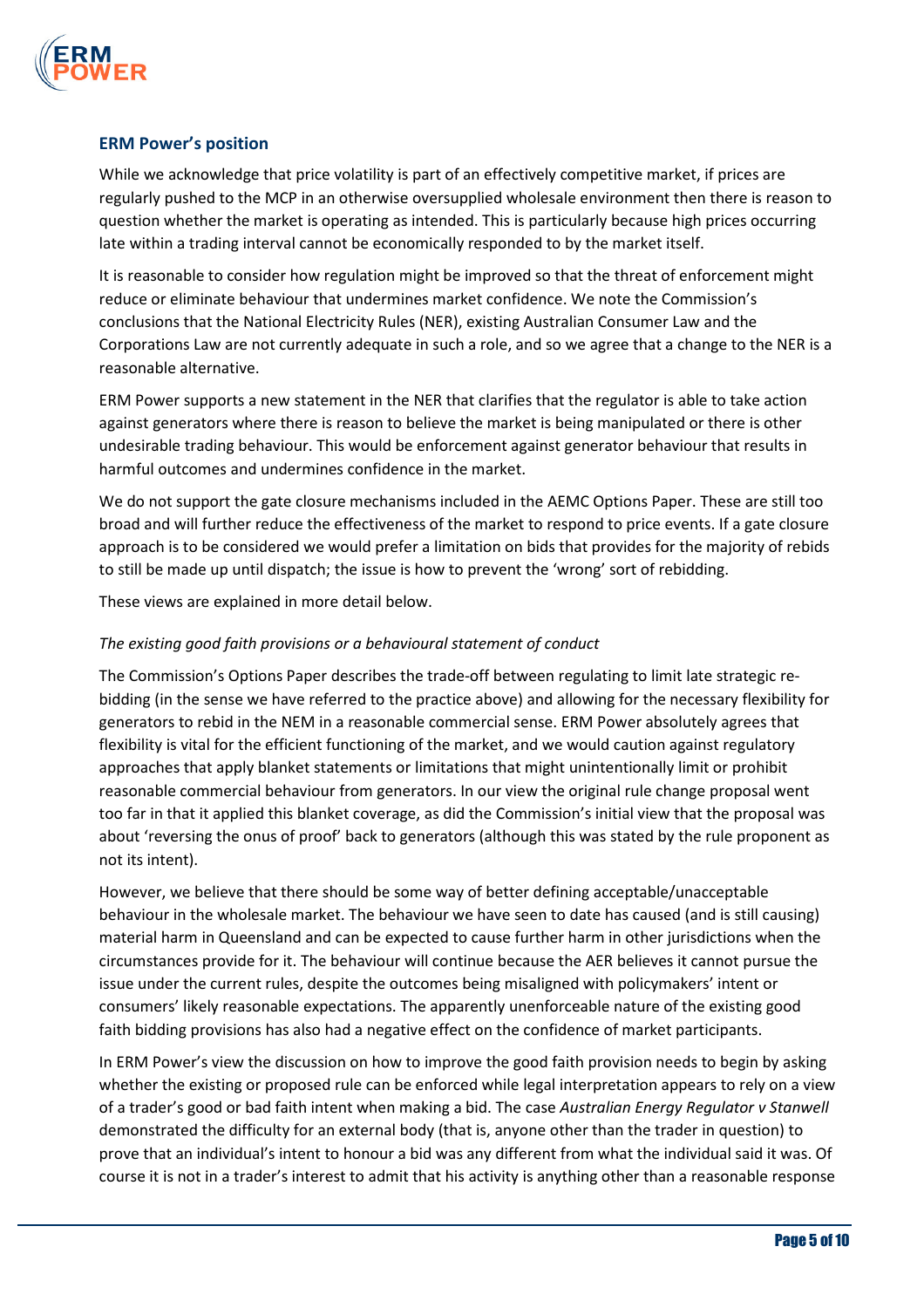### ERM Power's position

While we acknowledge that price volatility is part of an effectively competitive market, if prices are regularly pushed to the MCP in an otherwise oversupplied wholesale environment then there is reason to question whether the market is operating as intended. This is particularly because high prices occurring late within a trading interval cannot be economically responded to by the market itself.

It is reasonable to consider how regulation might be improved so that the threat of enforcement might reduce or eliminate behaviour that undermines market confidence. We note the Commission's conclusions that the National Electricity Rules (NER), existing Australian Consumer Law and the Corporations Law are not currently adequate in such a role, and so we agree that a change to the NER is a reasonable alternative.

ERM Power supports a new statement in the NER that clarifies that the regulator is able to take action against generators where there is reason to believe the market is being manipulated or there is other undesirable trading behaviour. This would be enforcement against generator behaviour that results in harmful outcomes and undermines confidence in the market.

We do not support the gate closure mechanisms included in the AEMC Options Paper. These are still too broad and will further reduce the effectiveness of the market to respond to price events. If a gate closure approach is to be considered we would prefer a limitation on bids that provides for the majority of rebids to still be made up until dispatch; the issue is how to prevent the 'wrong' sort of rebidding.

These views are explained in more detail below.

#### *The existing good faith provisions or a behavioural statement of conduct*

The Commission's Options Paper describes the trade-off between regulating to limit late strategic re-bidding (in the sense we have referred to the practice above) and allowing for the necessary flexibility for generators to rebid in the NEM in a reasonable commercial sense. ERM Power absolutely agrees that flexibility is vital for the efficient functioning of the market, and we would caution against regulatory approaches that apply blanket statements or limitations that might unintentionally limit or prohibit reasonable commercial behaviour from generators. In our view the original rule change proposal went too far in that it applied this blanket coverage, as did the Commission's initial view that the proposal was about 'reversing the onus of proof' back to generators (although this was stated by the rule proponent as not its intent).

However, we believe that there should be some way of better defining acceptable/unacceptable behaviour in the wholesale market. The behaviour we have seen to date has caused (and is still causing) material harm in Queensland and can be expected to cause further harm in other jurisdictions when the circumstances provide for it. The behaviour will continue because the AER believes it cannot pursue the issue under the current rules, despite the outcomes being misaligned with policymakers' intent or consumers' likely reasonable expectations. The apparently unenforceable nature of the existing good faith bidding provisions has also had a negative effect on the confidence of market participants.

In ERM Power's view the discussion on how to improve the good faith provision needs to begin by asking whether the existing or proposed rule can be enforced while legal interpretation appears to rely on a view of a trader's good or bad faith intent when making a bid. The case *Australian Energy Regulator v Stanwell* demonstrated the difficulty for an external body (that is, anyone other than the trader in question) to prove that an individual's intent to honour a bid was any different from what the individual said it was. Of course it is not in a trader's interest to admit that his activity is anything other than a reasonable response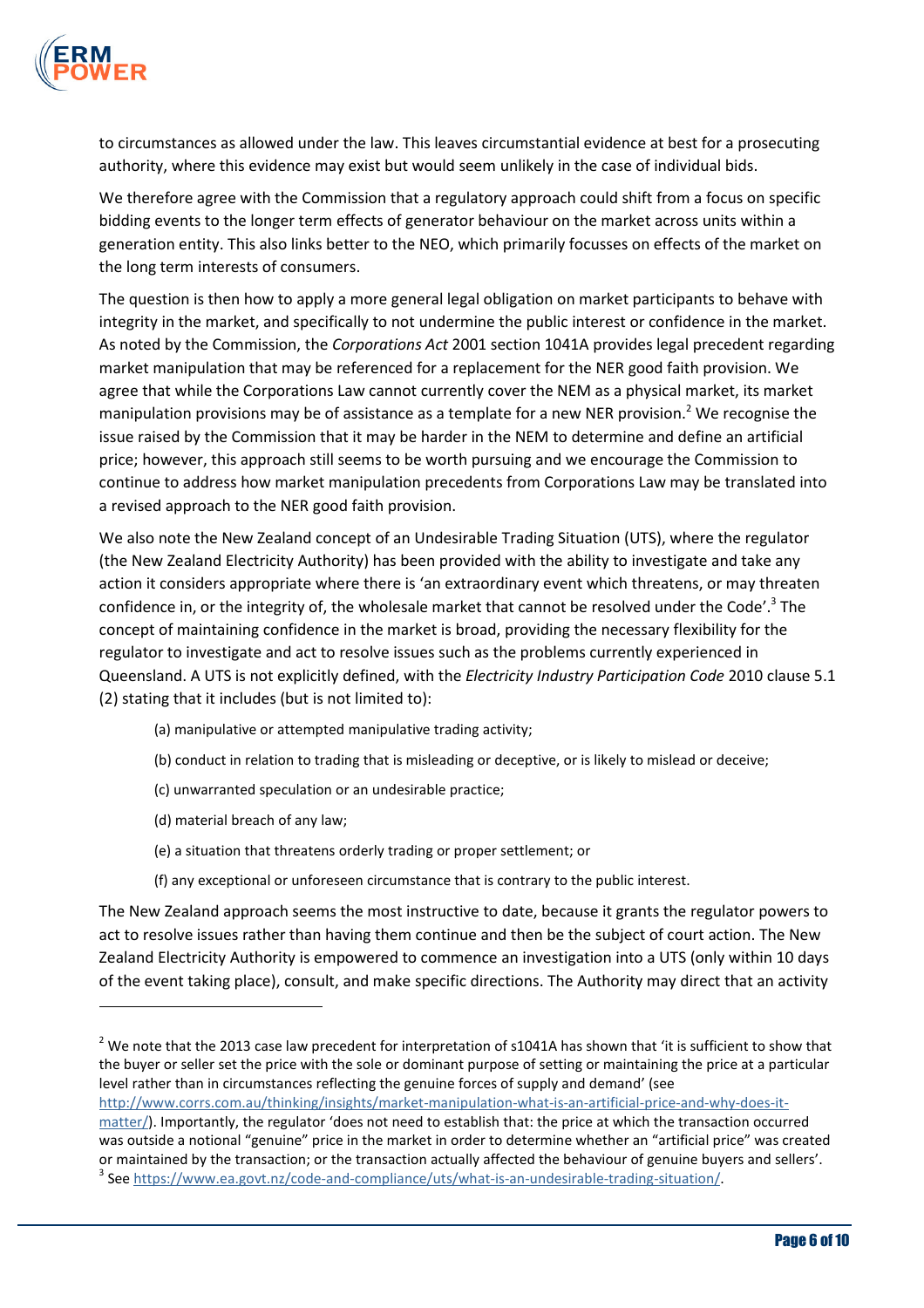to circumstances as allowed under the law. This leaves circumstantial evidence at best for a prosecuting authority, where this evidence may exist but would seem unlikely in the case of individual bids.

We therefore agree with the Commission that a regulatory approach could shift from a focus on specific bidding events to the longer term effects of generator behaviour on the market across units within a generation entity. This also links better to the NEO, which primarily focusses on effects of the market on the long term interests of consumers.

The question is then how to apply a more general legal obligation on market participants to behave with integrity in the market, and specifically to not undermine the public interest or confidence in the market. As noted by the Commission, the *Corporations Act* 2001 section 1041A provides legal precedent regarding market manipulation that may be referenced for a replacement for the NER good faith provision. We agree that while the Corporations Law cannot currently cover the NEM as a physical market, its market manipulation provisions may be of assistance as a template for a new NER provision.[2] We recognise the issue raised by the Commission that it may be harder in the NEM to determine and define an artificial price; however, this approach still seems to be worth pursuing and we encourage the Commission to continue to address how market manipulation precedents from Corporations Law may be translated into a revised approach to the NER good faith provision.

We also note the New Zealand concept of an Undesirable Trading Situation (UTS), where the regulator (the New Zealand Electricity Authority) has been provided with the ability to investigate and take any action it considers appropriate where there is 'an extraordinary event which threatens, or may threaten confidence in, or the integrity of, the wholesale market that cannot be resolved under the Code'.[3] The concept of maintaining confidence in the market is broad, providing the necessary flexibility for the regulator to investigate and act to resolve issues such as the problems currently experienced in Queensland. A UTS is not explicitly defined, with the *Electricity Industry Participation Code* 2010 clause 5.1 (2) stating that it includes (but is not limited to):

(a) manipulative or attempted manipulative trading activity;

(b) conduct in relation to trading that is misleading or deceptive, or is likely to mislead or deceive;

(c) unwarranted speculation or an undesirable practice;

(d) material breach of any law;

(e) a situation that threatens orderly trading or proper settlement; or

(f) any exceptional or unforeseen circumstance that is contrary to the public interest.

The New Zealand approach seems the most instructive to date, because it grants the regulator powers to act to resolve issues rather than having them continue and then be the subject of court action. The New Zealand Electricity Authority is empowered to commence an investigation into a UTS (only within 10 days of the event taking place), consult, and make specific directions. The Authority may direct that an activity

---

[2] We note that the 2013 case law precedent for interpretation of s1041A has shown that 'it is sufficient to show that the buyer or seller set the price with the sole or dominant purpose of setting or maintaining the price at a particular level rather than in circumstances reflecting the genuine forces of supply and demand' (see http://www.corrs.com.au/thinking/insights/market-manipulation-what-is-an-artificial-price-and-why-does-it-matter/). Importantly, the regulator 'does not need to establish that: the price at which the transaction occurred was outside a notional "genuine" price in the market in order to determine whether an "artificial price" was created or maintained by the transaction; or the transaction actually affected the behaviour of genuine buyers and sellers'.

[3] See https://www.ea.govt.nz/code-and-compliance/uts/what-is-an-undesirable-trading-situation/.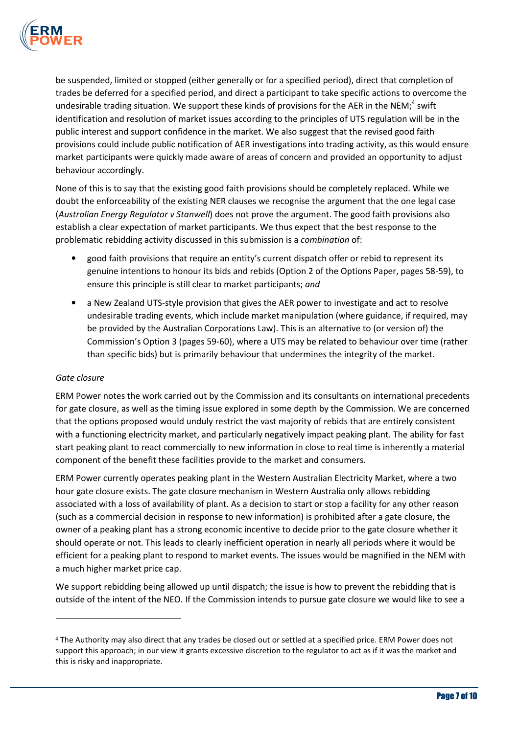be suspended, limited or stopped (either generally or for a specified period), direct that completion of trades be deferred for a specified period, and direct a participant to take specific actions to overcome the undesirable trading situation. We support these kinds of provisions for the AER in the NEM;[4] swift identification and resolution of market issues according to the principles of UTS regulation will be in the public interest and support confidence in the market. We also suggest that the revised good faith provisions could include public notification of AER investigations into trading activity, as this would ensure market participants were quickly made aware of areas of concern and provided an opportunity to adjust behaviour accordingly.

None of this is to say that the existing good faith provisions should be completely replaced. While we doubt the enforceability of the existing NER clauses we recognise the argument that the one legal case (*Australian Energy Regulator v Stanwell*) does not prove the argument. The good faith provisions also establish a clear expectation of market participants. We thus expect that the best response to the problematic rebidding activity discussed in this submission is a *combination* of:

- good faith provisions that require an entity's current dispatch offer or rebid to represent its genuine intentions to honour its bids and rebids (Option 2 of the Options Paper, pages 58-59), to ensure this principle is still clear to market participants; *and*
- a New Zealand UTS-style provision that gives the AER power to investigate and act to resolve undesirable trading events, which include market manipulation (where guidance, if required, may be provided by the Australian Corporations Law). This is an alternative to (or version of) the Commission's Option 3 (pages 59-60), where a UTS may be related to behaviour over time (rather than specific bids) but is primarily behaviour that undermines the integrity of the market.

*Gate closure*

ERM Power notes the work carried out by the Commission and its consultants on international precedents for gate closure, as well as the timing issue explored in some depth by the Commission. We are concerned that the options proposed would unduly restrict the vast majority of rebids that are entirely consistent with a functioning electricity market, and particularly negatively impact peaking plant. The ability for fast start peaking plant to react commercially to new information in close to real time is inherently a material component of the benefit these facilities provide to the market and consumers.

ERM Power currently operates peaking plant in the Western Australian Electricity Market, where a two hour gate closure exists. The gate closure mechanism in Western Australia only allows rebidding associated with a loss of availability of plant. As a decision to start or stop a facility for any other reason (such as a commercial decision in response to new information) is prohibited after a gate closure, the owner of a peaking plant has a strong economic incentive to decide prior to the gate closure whether it should operate or not. This leads to clearly inefficient operation in nearly all periods where it would be efficient for a peaking plant to respond to market events. The issues would be magnified in the NEM with a much higher market price cap.

We support rebidding being allowed up until dispatch; the issue is how to prevent the rebidding that is outside of the intent of the NEO. If the Commission intends to pursue gate closure we would like to see a

[4] The Authority may also direct that any trades be closed out or settled at a specified price. ERM Power does not support this approach; in our view it grants excessive discretion to the regulator to act as if it was the market and this is risky and inappropriate.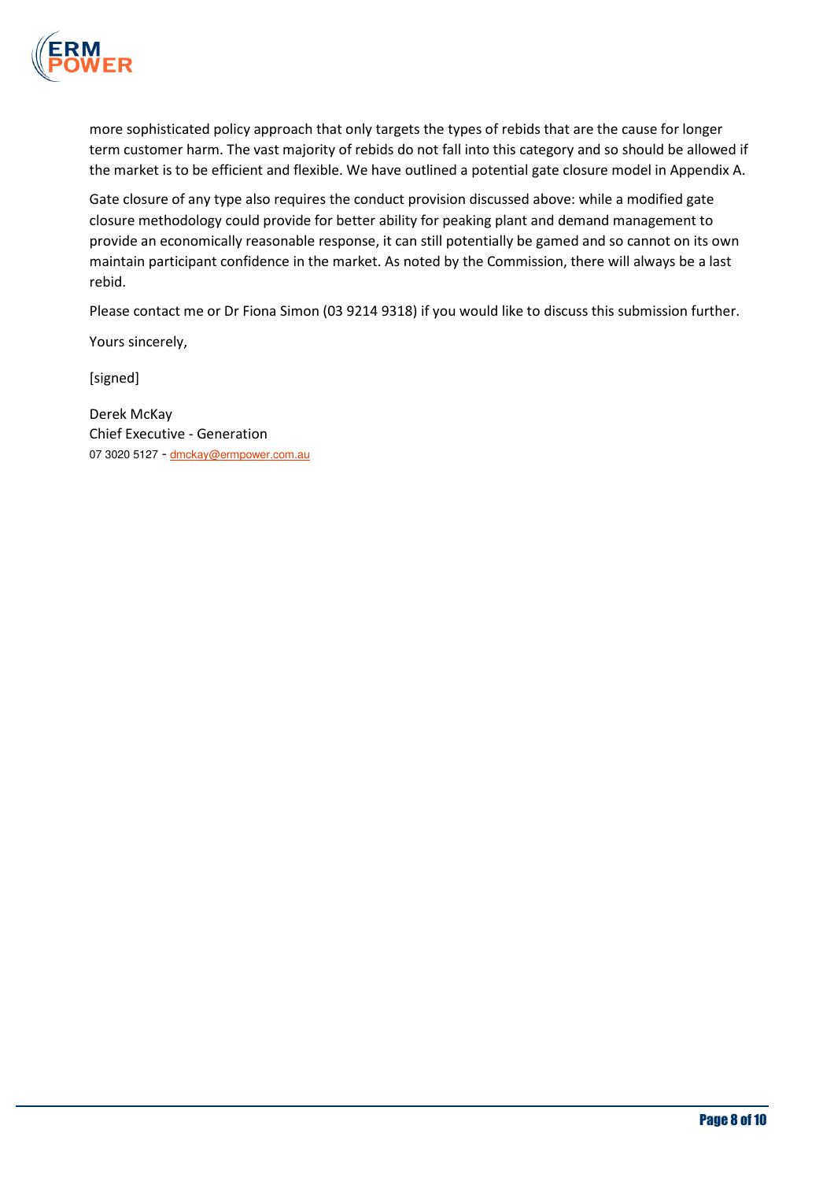more sophisticated policy approach that only targets the types of rebids that are the cause for longer term customer harm. The vast majority of rebids do not fall into this category and so should be allowed if the market is to be efficient and flexible. We have outlined a potential gate closure model in Appendix A.

Gate closure of any type also requires the conduct provision discussed above: while a modified gate closure methodology could provide for better ability for peaking plant and demand management to provide an economically reasonable response, it can still potentially be gamed and so cannot on its own maintain participant confidence in the market. As noted by the Commission, there will always be a last rebid.

Please contact me or Dr Fiona Simon (03 9214 9318) if you would like to discuss this submission further.

Yours sincerely,

[signed]

Derek McKay  
Chief Executive - Generation  
07 3020 5127 - dmckay@ermpower.com.au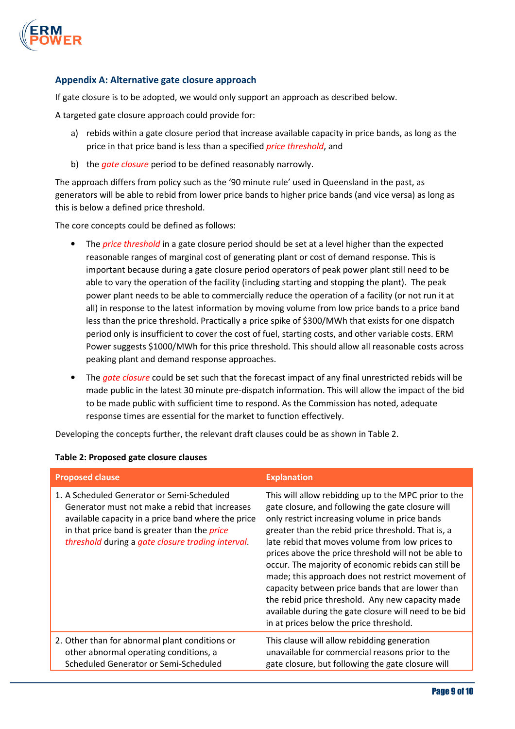## Appendix A: Alternative gate closure approach

If gate closure is to be adopted, we would only support an approach as described below.

A targeted gate closure approach could provide for:

a) rebids within a gate closure period that increase available capacity in price bands, as long as the price in that price band is less than a specified *price threshold*, and

b) the *gate closure* period to be defined reasonably narrowly.

The approach differs from policy such as the '90 minute rule' used in Queensland in the past, as generators will be able to rebid from lower price bands to higher price bands (and vice versa) as long as this is below a defined price threshold.

The core concepts could be defined as follows:

- The *price threshold* in a gate closure period should be set at a level higher than the expected reasonable ranges of marginal cost of generating plant or cost of demand response. This is important because during a gate closure period operators of peak power plant still need to be able to vary the operation of the facility (including starting and stopping the plant). The peak power plant needs to be able to commercially reduce the operation of a facility (or not run it at all) in response to the latest information by moving volume from low price bands to a price band less than the price threshold. Practically a price spike of $300/MWh that exists for one dispatch period only is insufficient to cover the cost of fuel, starting costs, and other variable costs. ERM Power suggests $1000/MWh for this price threshold. This should allow all reasonable costs across peaking plant and demand response approaches.
- The *gate closure* could be set such that the forecast impact of any final unrestricted rebids will be made public in the latest 30 minute pre-dispatch information. This will allow the impact of the bid to be made public with sufficient time to respond. As the Commission has noted, adequate response times are essential for the market to function effectively.

Developing the concepts further, the relevant draft clauses could be as shown in Table 2.

**Table 2: Proposed gate closure clauses**

| Proposed clause | Explanation |
| --- | --- |
| 1. A Scheduled Generator or Semi-Scheduled Generator must not make a rebid that increases available capacity in a price band where the price in that price band is greater than the *price threshold* during a *gate closure trading interval*. | This will allow rebidding up to the MPC prior to the gate closure, and following the gate closure will only restrict increasing volume in price bands greater than the rebid price threshold. That is, a late rebid that moves volume from low prices to prices above the price threshold will not be able to occur. The majority of economic rebids can still be made; this approach does not restrict movement of capacity between price bands that are lower than the rebid price threshold. Any new capacity made available during the gate closure will need to be bid in at prices below the price threshold. |
| 2. Other than for abnormal plant conditions or other abnormal operating conditions, a Scheduled Generator or Semi-Scheduled | This clause will allow rebidding generation unavailable for commercial reasons prior to the gate closure, but following the gate closure will |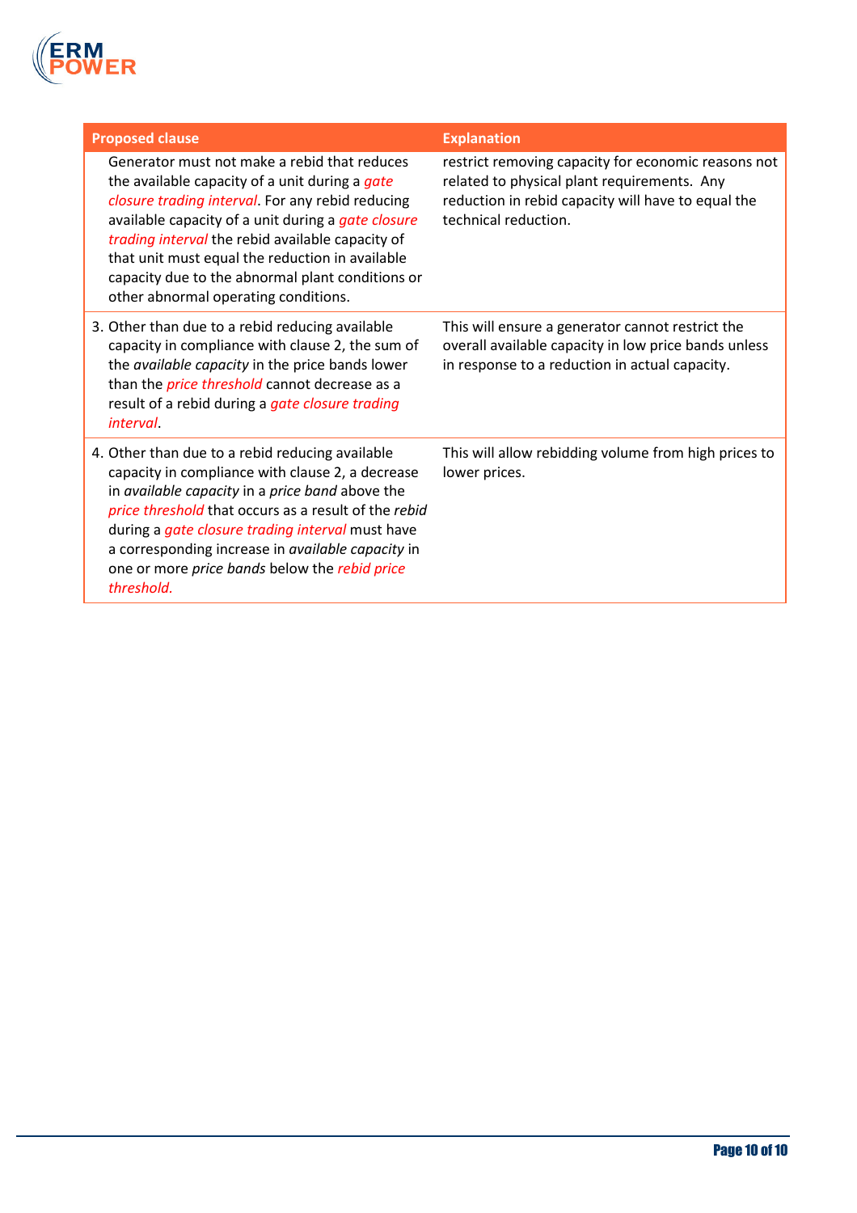| Proposed clause | Explanation |
|---|---|
| Generator must not make a rebid that reduces the available capacity of a unit during a *gate closure trading interval*. For any rebid reducing available capacity of a unit during a *gate closure trading interval* the rebid available capacity of that unit must equal the reduction in available capacity due to the abnormal plant conditions or other abnormal operating conditions. | restrict removing capacity for economic reasons not related to physical plant requirements. Any reduction in rebid capacity will have to equal the technical reduction. |
| 3. Other than due to a rebid reducing available capacity in compliance with clause 2, the sum of the *available capacity* in the price bands lower than the *price threshold* cannot decrease as a result of a rebid during a *gate closure trading interval*. | This will ensure a generator cannot restrict the overall available capacity in low price bands unless in response to a reduction in actual capacity. |
| 4. Other than due to a rebid reducing available capacity in compliance with clause 2, a decrease in *available capacity* in a *price band* above the *price threshold* that occurs as a result of the *rebid* during a *gate closure trading interval* must have a corresponding increase in *available capacity* in one or more *price bands* below the *rebid price threshold.* | This will allow rebidding volume from high prices to lower prices. |